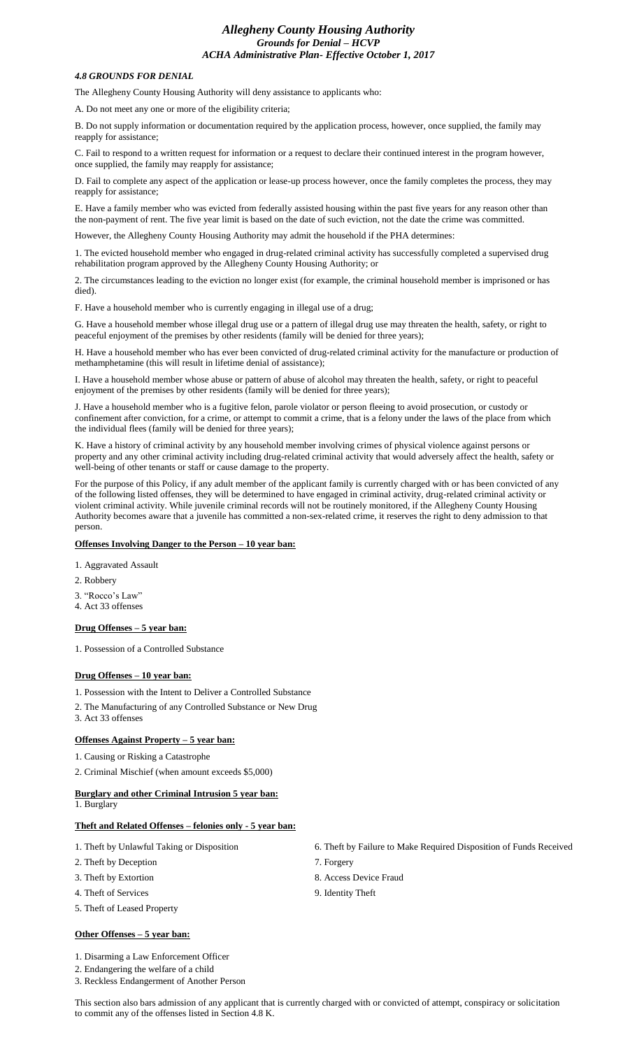# *Allegheny County Housing Authority*
## *Grounds for Denial – HCVP*
## *ACHA Administrative Plan- Effective October 1, 2017*

### *4.8 GROUNDS FOR DENIAL*

The Allegheny County Housing Authority will deny assistance to applicants who:

A. Do not meet any one or more of the eligibility criteria;

B. Do not supply information or documentation required by the application process, however, once supplied, the family may reapply for assistance;

C. Fail to respond to a written request for information or a request to declare their continued interest in the program however, once supplied, the family may reapply for assistance;

D. Fail to complete any aspect of the application or lease-up process however, once the family completes the process, they may reapply for assistance;

E. Have a family member who was evicted from federally assisted housing within the past five years for any reason other than the non-payment of rent. The five year limit is based on the date of such eviction, not the date the crime was committed.

However, the Allegheny County Housing Authority may admit the household if the PHA determines:

1. The evicted household member who engaged in drug-related criminal activity has successfully completed a supervised drug rehabilitation program approved by the Allegheny County Housing Authority; or

2. The circumstances leading to the eviction no longer exist (for example, the criminal household member is imprisoned or has died).

F. Have a household member who is currently engaging in illegal use of a drug;

G. Have a household member whose illegal drug use or a pattern of illegal drug use may threaten the health, safety, or right to peaceful enjoyment of the premises by other residents (family will be denied for three years);

H. Have a household member who has ever been convicted of drug-related criminal activity for the manufacture or production of methamphetamine (this will result in lifetime denial of assistance);

I. Have a household member whose abuse or pattern of abuse of alcohol may threaten the health, safety, or right to peaceful enjoyment of the premises by other residents (family will be denied for three years);

J. Have a household member who is a fugitive felon, parole violator or person fleeing to avoid prosecution, or custody or confinement after conviction, for a crime, or attempt to commit a crime, that is a felony under the laws of the place from which the individual flees (family will be denied for three years);

K. Have a history of criminal activity by any household member involving crimes of physical violence against persons or property and any other criminal activity including drug-related criminal activity that would adversely affect the health, safety or well-being of other tenants or staff or cause damage to the property.

For the purpose of this Policy, if any adult member of the applicant family is currently charged with or has been convicted of any of the following listed offenses, they will be determined to have engaged in criminal activity, drug-related criminal activity or violent criminal activity. While juvenile criminal records will not be routinely monitored, if the Allegheny County Housing Authority becomes aware that a juvenile has committed a non-sex-related crime, it reserves the right to deny admission to that person.

**Offenses Involving Danger to the Person – 10 year ban:**

1. Aggravated Assault
2. Robbery
3. "Rocco's Law"
4. Act 33 offenses

**Drug Offenses – 5 year ban:**

1. Possession of a Controlled Substance

**Drug Offenses – 10 year ban:**

1. Possession with the Intent to Deliver a Controlled Substance
2. The Manufacturing of any Controlled Substance or New Drug
3. Act 33 offenses

**Offenses Against Property – 5 year ban:**

1. Causing or Risking a Catastrophe
2. Criminal Mischief (when amount exceeds $5,000)

**Burglary and other Criminal Intrusion 5 year ban:**

1. Burglary

**Theft and Related Offenses – felonies only - 5 year ban:**

1. Theft by Unlawful Taking or Disposition
2. Theft by Deception
3. Theft by Extortion
4. Theft of Services
5. Theft of Leased Property
6. Theft by Failure to Make Required Disposition of Funds Received
7. Forgery
8. Access Device Fraud
9. Identity Theft

**Other Offenses – 5 year ban:**

1. Disarming a Law Enforcement Officer
2. Endangering the welfare of a child
3. Reckless Endangerment of Another Person

This section also bars admission of any applicant that is currently charged with or convicted of attempt, conspiracy or solicitation to commit any of the offenses listed in Section 4.8 K.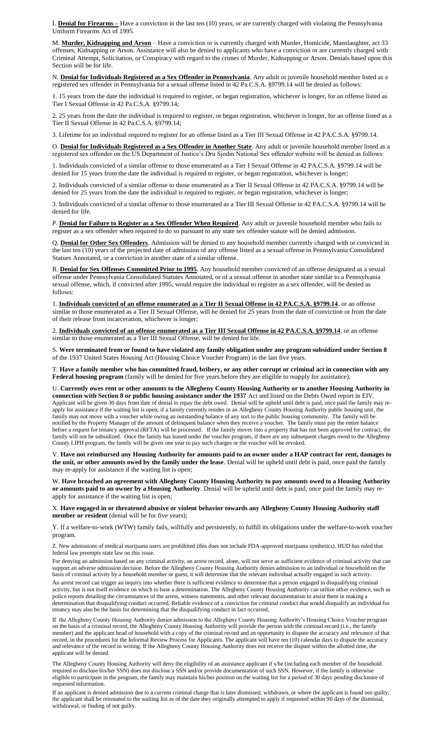L. **Denial for Firearms** – Have a conviction in the last ten (10) years, or are currently charged with violating the Pennsylvania Uniform Firearms Act of 1995.

M. **Murder, Kidnapping and Arson** – Have a conviction or is currently charged with Murder, Homicide, Manslaughter, act 33 offenses, Kidnapping or Arson. Assistance will also be denied to applicants who have a conviction or are currently charged with Criminal Attempt, Solicitation, or Conspiracy with regard to the crimes of Murder, Kidnapping or Arson. Denials based upon this Section will be for life.

N. **Denial for Individuals Registered as a Sex Offender in Pennsylvania**. Any adult or juvenile household member listed as a registered sex offender in Pennsylvania for a sexual offense listed in 42 Pa.C.S.A. §9799.14 will be denied as follows:

1. 15 years from the date the individual is required to register, or began registration, whichever is longer, for an offense listed as Tier I Sexual Offense in 42 Pa.C.S.A. §9799.14;

2. 25 years from the date the individual is required to register, or began registration, whichever is longer, for an offense listed as a Tier II Sexual Offense in 42 Pa.C.S.A. §9799.14;

3. Lifetime for an individual required to register for an offense listed as a Tier III Sexual Offense in 42 PA.C.S.A. §9799.14.

O. **Denial for Individuals Registered as a Sex Offender in Another State**. Any adult or juvenile household member listed as a registered sex offender on the US Department of Justice's Dru Sjodin National Sex offender website will be denied as follows:

1. Individuals convicted of a similar offense to those enumerated as a Tier I Sexual Offense in 42 PA.C.S.A. §9799.14 will be denied for 15 years from the date the individual is required to register, or began registration, whichever is longer;

2. Individuals convicted of a similar offense to those enumerated as a Tier II Sexual Offense in 42 PA.C.S.A. §9799.14 will be denied for 25 years from the date the individual is required to register, or began registration, whichever is longer;

3. Individuals convicted of a similar offense to those enumerated as a Tier III Sexual Offense in 42 PA.C.S.A. §9799.14 will be denied for life.

P. **Denial for Failure to Register as a Sex Offender When Required**. Any adult or juvenile household member who fails to register as a sex offender when required to do so pursuant to any state sex offender statute will be denied admission.

Q. **Denial for Other Sex Offenders**. Admission will be denied to any household member currently charged with or convicted in the last ten (10) years of the projected date of admission of any offense listed as a sexual offense in Pennsylvania Consolidated Statues Annotated, or a conviction in another state of a similar offense.

R. **Denial for Sex Offenses Committed Prior to 1995**. Any household member convicted of an offense designated as a sexual offense under Pennsylvania Consolidated Statutes Annotated, or of a sexual offense in another state similar to a Pennsylvania sexual offense, which, if convicted after 1995, would require the individual to register as a sex offender, will be denied as follows:

1. **Individuals convicted of an offense enumerated as a Tier II Sexual Offense in 42 PA.C.S.A. §9799.14**, or an offense similar to those enumerated as a Tier II Sexual Offense, will be denied for 25 years from the date of conviction or from the date of their release from incarceration, whichever is longer;

2. **Individuals convicted of an offense enumerated as a Tier III Sexual Offense in 42 PA.C.S.A. §9799.14**, or an offense similar to those enumerated as a Tier III Sexual Offense, will be denied for life.

S. **Were terminated from or found to have violated any family obligation under any program subsidized under Section 8** of the 1937 United States Housing Act (Housing Choice Voucher Program) in the last five years.

T. **Have a family member who has committed fraud, bribery, or any other corrupt or criminal act in connection with any Federal housing program** (family will be denied for five years before they are eligible to reapply for assistance);

U. **Currently owes rent or other amounts to the Allegheny County Housing Authority or to another Housing Authority in connection with Section 8 or public housing assistance under the 1937** Act and listed on the Debts Owed report in EIV. Applicant will be given 30 days from date of denial to repay the debt owed. Denial will be upheld until debt is paid, once paid the family may re-apply for assistance if the waiting list is open; if a family currently resides in an Allegheny County Housing Authority public housing unit, the family may not move with a voucher while owing an outstanding balance of any sort to the public housing community. The family will be notified by the Property Manager of the amount of delinquent balance when they receive a voucher. The family must pay the entire balance before a request for tenancy approval (RFTA) will be processed. If the family moves into a property that has not been approved for contract, the family will not be subsidized. Once the family has leased under the voucher program, if there are any subsequent charges owed to the Allegheny County LIPH program, the family will be given one year to pay such charges or the voucher will be revoked.

V. **Have not reimbursed any Housing Authority for amounts paid to an owner under a HAP contract for rent, damages to the unit, or other amounts owed by the family under the lease**. Denial will be upheld until debt is paid, once paid the family may re-apply for assistance if the waiting list is open;

W. **Have breached an agreement with Allegheny County Housing Authority to pay amounts owed to a Housing Authority or amounts paid to an owner by a Housing Authority**. Denial will be upheld until debt is paid, once paid the family may re-apply for assistance if the waiting list is open;

X. **Have engaged in or threatened abusive or violent behavior towards any Allegheny County Housing Authority staff member or resident** (denial will be for five years);

Y. If a welfare-to-work (WTW) family fails, willfully and persistently, to fulfill its obligations under the welfare-to-work voucher program.

Z. New admissions of medical marijuana users are prohibited (this does not include FDA-approved marijuana synthetics). HUD has ruled that federal law preempts state law on this issue.

For denying an admission based on any criminal activity, an arrest record, alone, will not serve as sufficient evidence of criminal activity that can support an adverse admission decision. Before the Allegheny County Housing Authority denies admission to an individual or household on the basis of criminal activity by a household member or guest, it will determine that the relevant individual actually engaged in such activity.

An arrest record can trigger an inquiry into whether there is sufficient evidence to determine that a person engaged in disqualifying criminal activity, but is not itself evidence on which to base a determination. The Allegheny County Housing Authority can utilize other evidence, such as police reports detailing the circumstances of the arrest, witness statements, and other relevant documentation to assist them in making a determination that disqualifying conduct occurred. Reliable evidence of a conviction for criminal conduct that would disqualify an individual for tenancy may also be the basis for determining that the disqualifying conduct in fact occurred.

If the Allegheny County Housing Authority denies admission to the Allegheny County Housing Authority's Housing Choice Voucher program on the basis of a criminal record, the Allegheny County Housing Authority will provide the person with the criminal record (i.e., the family member) and the applicant head of household with a copy of the criminal record and an opportunity to dispute the accuracy and relevance of that record, in the procedures for the Informal Review Process for Applicants. The applicant will have ten (10) calendar days to dispute the accuracy and relevance of the record in writing. If the Allegheny County Housing Authority does not receive the dispute within the allotted time, the applicant will be denied.

The Allegheny County Housing Authority will deny the eligibility of an assistance applicant if s/he (including each member of the household required to disclose his/her SSN) does not disclose a SSN and/or provide documentation of such SSN. However, if the family is otherwise eligible to participate in the program, the family may maintain his/her position on the waiting list for a period of 30 days pending disclosure of requested information.

If an applicant is denied admission due to a current criminal charge that is later dismissed, withdrawn, or where the applicant is found not-guilty; the applicant shall be reinstated to the waiting list as of the date they originally attempted to apply if requested within 90 days of the dismissal, withdrawal, or finding of not guilty.